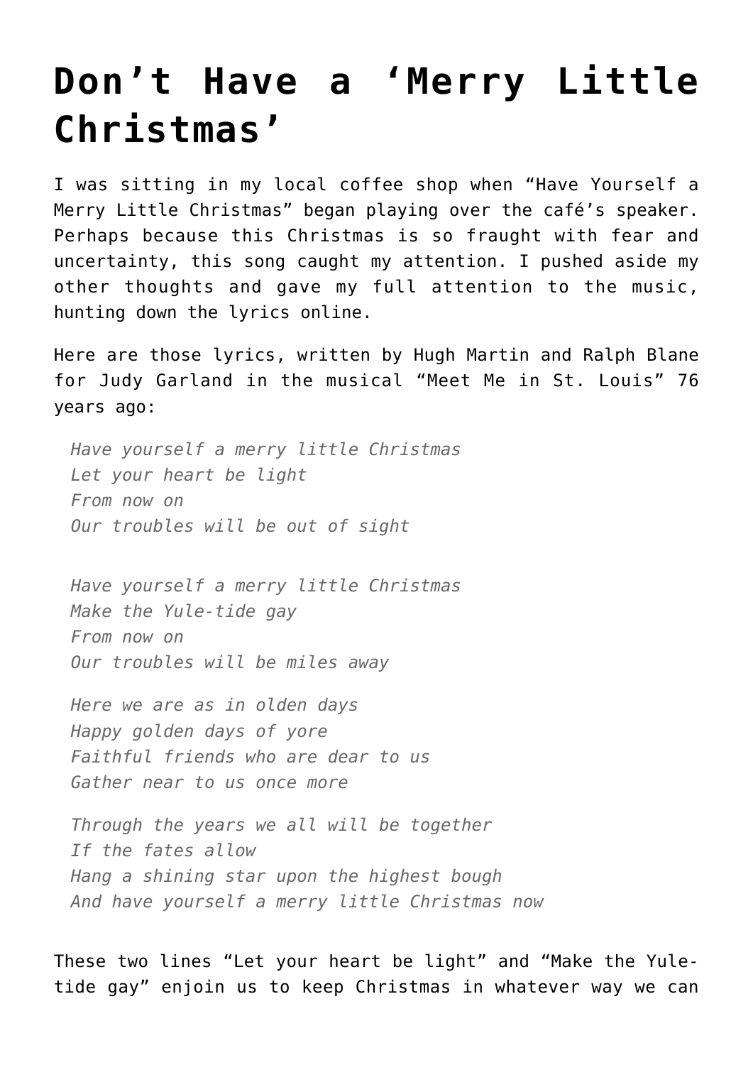# Don't Have a 'Merry Little Christmas'

I was sitting in my local coffee shop when "Have Yourself a Merry Little Christmas" began playing over the café's speaker. Perhaps because this Christmas is so fraught with fear and uncertainty, this song caught my attention. I pushed aside my other thoughts and gave my full attention to the music, hunting down the lyrics online.

Here are those lyrics, written by Hugh Martin and Ralph Blane for Judy Garland in the musical "Meet Me in St. Louis" 76 years ago:

> *Have yourself a merry little Christmas*
> *Let your heart be light*
> *From now on*
> *Our troubles will be out of sight*
>
> *Have yourself a merry little Christmas*
> *Make the Yule-tide gay*
> *From now on*
> *Our troubles will be miles away*
>
> *Here we are as in olden days*
> *Happy golden days of yore*
> *Faithful friends who are dear to us*
> *Gather near to us once more*
>
> *Through the years we all will be together*
> *If the fates allow*
> *Hang a shining star upon the highest bough*
> *And have yourself a merry little Christmas now*

These two lines "Let your heart be light" and "Make the Yule-tide gay" enjoin us to keep Christmas in whatever way we can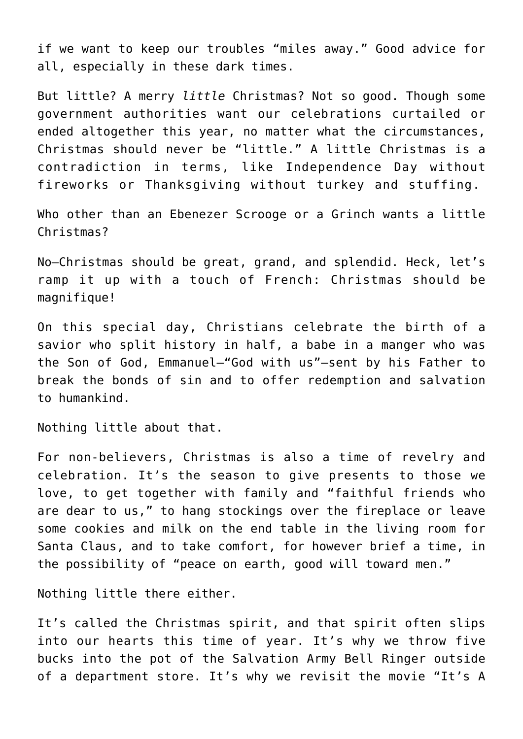if we want to keep our troubles "miles away." Good advice for all, especially in these dark times.

But little? A merry *little* Christmas? Not so good. Though some government authorities want our celebrations curtailed or ended altogether this year, no matter what the circumstances, Christmas should never be "little." A little Christmas is a contradiction in terms, like Independence Day without fireworks or Thanksgiving without turkey and stuffing.

Who other than an Ebenezer Scrooge or a Grinch wants a little Christmas?

No—Christmas should be great, grand, and splendid. Heck, let's ramp it up with a touch of French: Christmas should be magnifique!

On this special day, Christians celebrate the birth of a savior who split history in half, a babe in a manger who was the Son of God, Emmanuel—"God with us"—sent by his Father to break the bonds of sin and to offer redemption and salvation to humankind.

Nothing little about that.

For non-believers, Christmas is also a time of revelry and celebration. It's the season to give presents to those we love, to get together with family and "faithful friends who are dear to us," to hang stockings over the fireplace or leave some cookies and milk on the end table in the living room for Santa Claus, and to take comfort, for however brief a time, in the possibility of "peace on earth, good will toward men."

Nothing little there either.

It's called the Christmas spirit, and that spirit often slips into our hearts this time of year. It's why we throw five bucks into the pot of the Salvation Army Bell Ringer outside of a department store. It's why we revisit the movie "It's A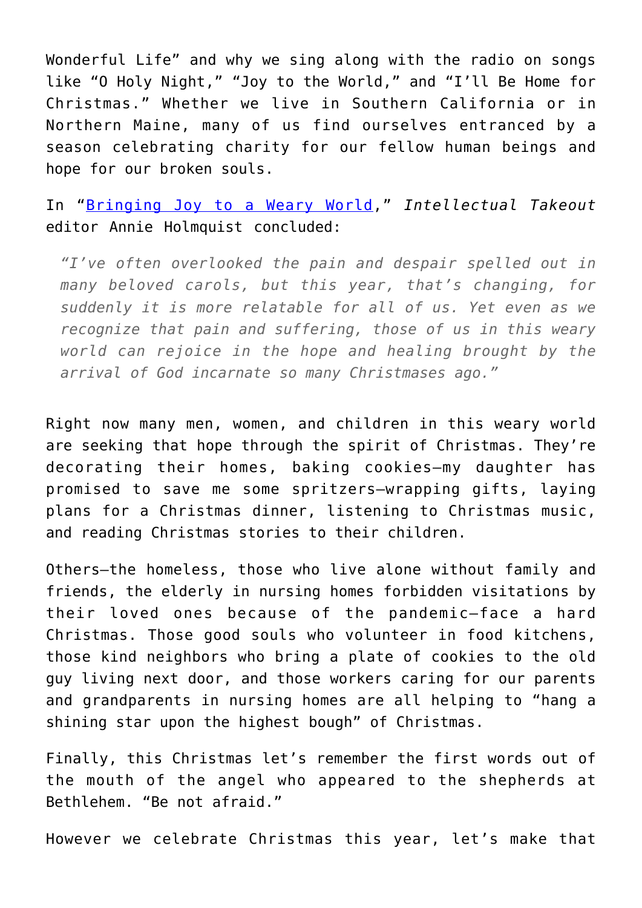Wonderful Life" and why we sing along with the radio on songs like "O Holy Night," "Joy to the World," and "I'll Be Home for Christmas." Whether we live in Southern California or in Northern Maine, many of us find ourselves entranced by a season celebrating charity for our fellow human beings and hope for our broken souls.

In "Bringing Joy to a Weary World," *Intellectual Takeout* editor Annie Holmquist concluded:

> *"I've often overlooked the pain and despair spelled out in many beloved carols, but this year, that's changing, for suddenly it is more relatable for all of us. Yet even as we recognize that pain and suffering, those of us in this weary world can rejoice in the hope and healing brought by the arrival of God incarnate so many Christmases ago."*

Right now many men, women, and children in this weary world are seeking that hope through the spirit of Christmas. They're decorating their homes, baking cookies—my daughter has promised to save me some spritzers—wrapping gifts, laying plans for a Christmas dinner, listening to Christmas music, and reading Christmas stories to their children.

Others—the homeless, those who live alone without family and friends, the elderly in nursing homes forbidden visitations by their loved ones because of the pandemic—face a hard Christmas. Those good souls who volunteer in food kitchens, those kind neighbors who bring a plate of cookies to the old guy living next door, and those workers caring for our parents and grandparents in nursing homes are all helping to "hang a shining star upon the highest bough" of Christmas.

Finally, this Christmas let's remember the first words out of the mouth of the angel who appeared to the shepherds at Bethlehem. "Be not afraid."

However we celebrate Christmas this year, let's make that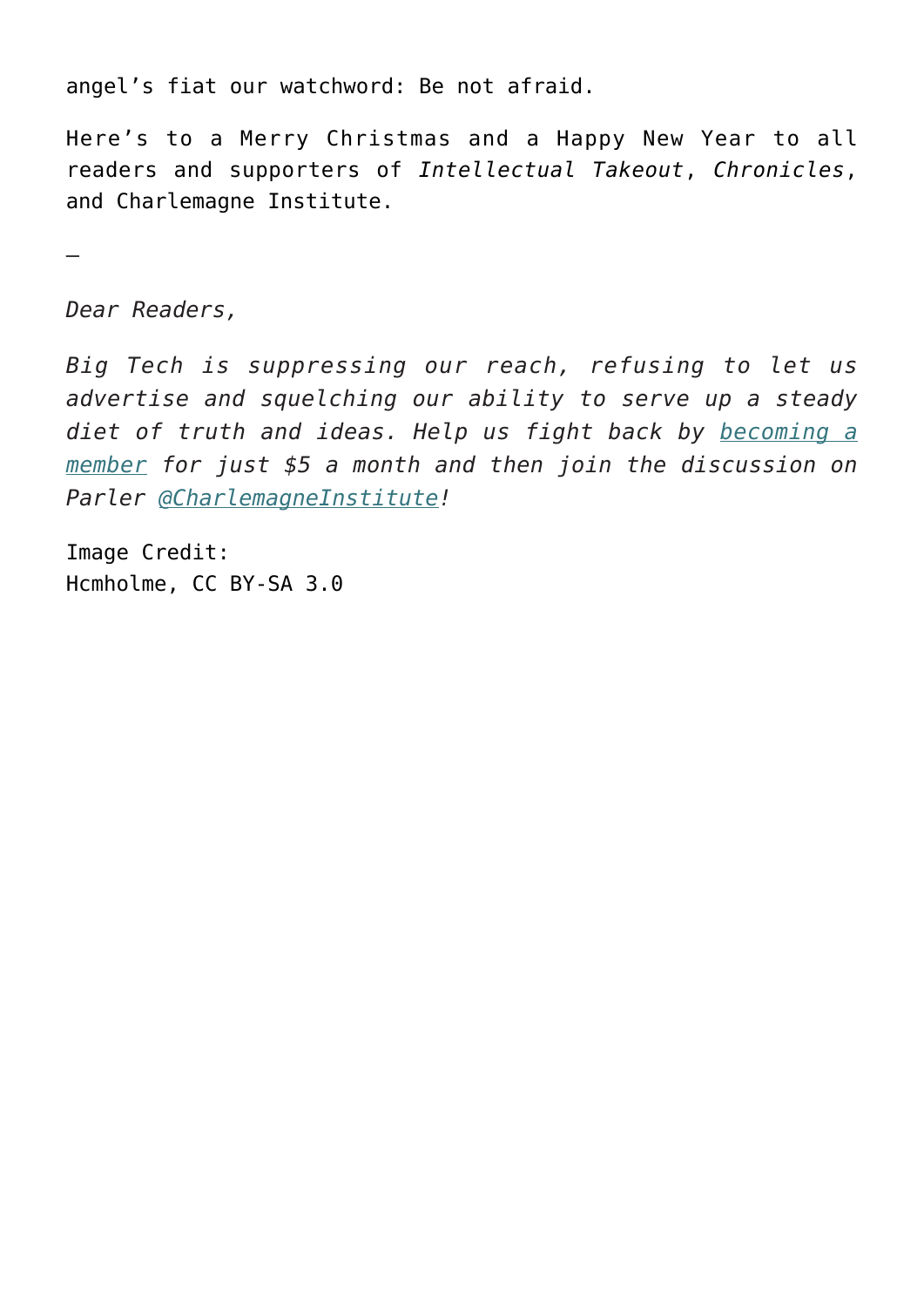angel's fiat our watchword: Be not afraid.

Here's to a Merry Christmas and a Happy New Year to all readers and supporters of *Intellectual Takeout*, *Chronicles*, and Charlemagne Institute.

—

*Dear Readers,*

*Big Tech is suppressing our reach, refusing to let us advertise and squelching our ability to serve up a steady diet of truth and ideas. Help us fight back by [becoming a member](#) for just $5 a month and then join the discussion on Parler [@CharlemagneInstitute](#)!*

Image Credit:
Hcmholme, CC BY-SA 3.0